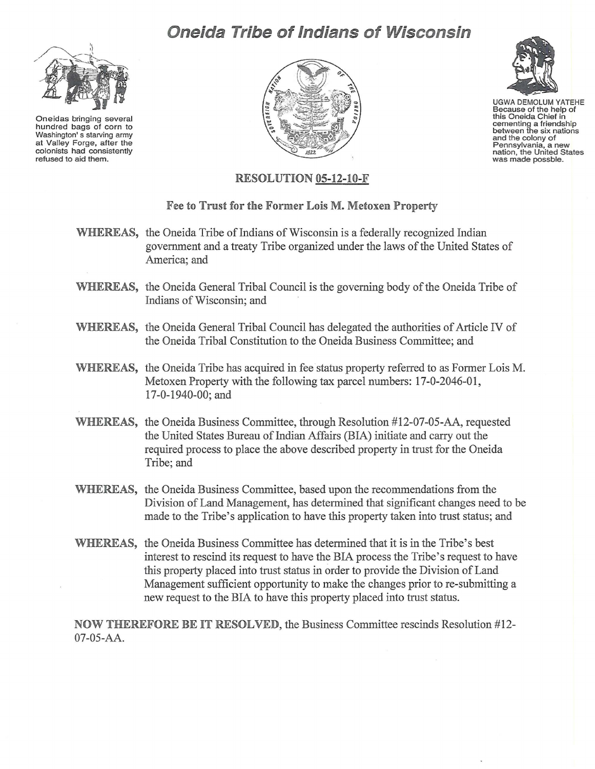# Oneida Tribe of Indians of Wisconsin

Oneidas bringing several hundred bags of corn to Washington's starving army at Valley Forge, after the colonists had consistently refused to aid them.

UGWA DEMOLUM YATEHE
Because of the help of this Oneida Chief in cementing a friendship between the six nations and the colony of Pennsylvania, a new nation, the United States was made possble.

## RESOLUTION 05-12-10-F

### Fee to Trust for the Former Lois M. Metoxen Property

**WHEREAS,** the Oneida Tribe of Indians of Wisconsin is a federally recognized Indian government and a treaty Tribe organized under the laws of the United States of America; and

**WHEREAS,** the Oneida General Tribal Council is the governing body of the Oneida Tribe of Indians of Wisconsin; and

**WHEREAS,** the Oneida General Tribal Council has delegated the authorities of Article IV of the Oneida Tribal Constitution to the Oneida Business Committee; and

**WHEREAS,** the Oneida Tribe has acquired in fee status property referred to as Former Lois M. Metoxen Property with the following tax parcel numbers: 17-0-2046-01, 17-0-1940-00; and

**WHEREAS,** the Oneida Business Committee, through Resolution #12-07-05-AA, requested the United States Bureau of Indian Affairs (BIA) initiate and carry out the required process to place the above described property in trust for the Oneida Tribe; and

**WHEREAS,** the Oneida Business Committee, based upon the recommendations from the Division of Land Management, has determined that significant changes need to be made to the Tribe's application to have this property taken into trust status; and

**WHEREAS,** the Oneida Business Committee has determined that it is in the Tribe's best interest to rescind its request to have the BIA process the Tribe's request to have this property placed into trust status in order to provide the Division of Land Management sufficient opportunity to make the changes prior to re-submitting a new request to the BIA to have this property placed into trust status.

**NOW THEREFORE BE IT RESOLVED**, the Business Committee rescinds Resolution #12-07-05-AA.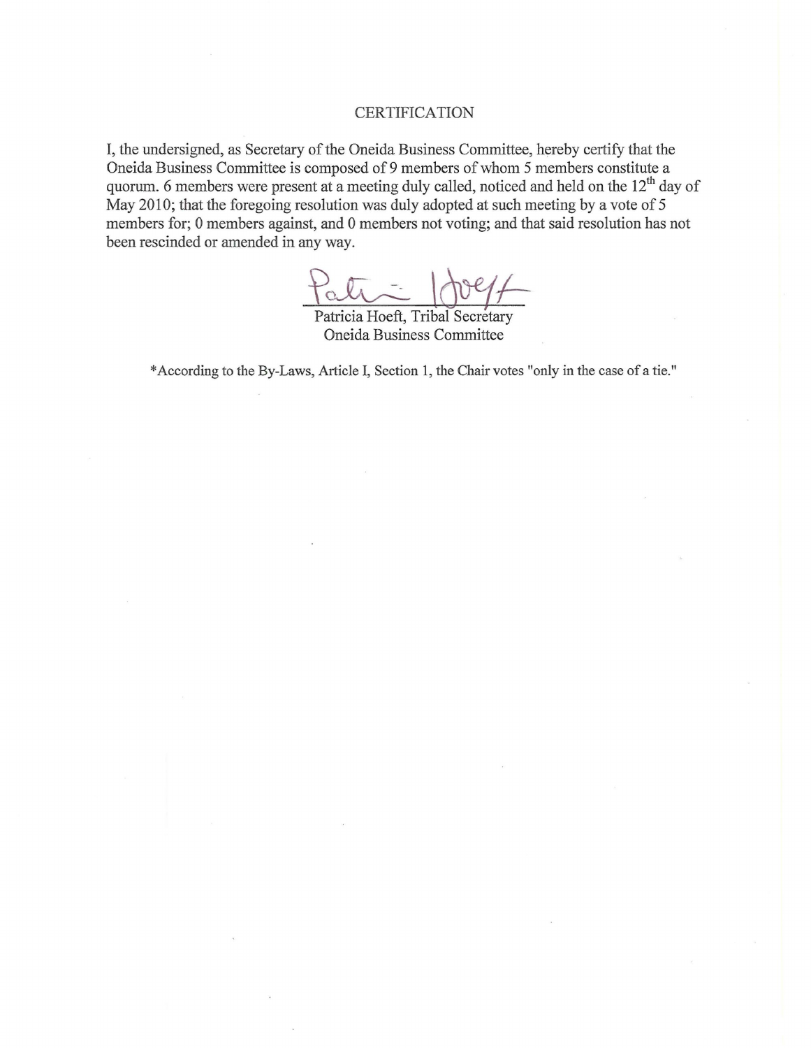## CERTIFICATION

I, the undersigned, as Secretary of the Oneida Business Committee, hereby certify that the Oneida Business Committee is composed of 9 members of whom 5 members constitute a quorum. 6 members were present at a meeting duly called, noticed and held on the 12th day of May 2010; that the foregoing resolution was duly adopted at such meeting by a vote of 5 members for; 0 members against, and 0 members not voting; and that said resolution has not been rescinded or amended in any way.

Patricia Hoeft, Tribal Secretary
Oneida Business Committee

*According to the By-Laws, Article I, Section 1, the Chair votes "only in the case of a tie."